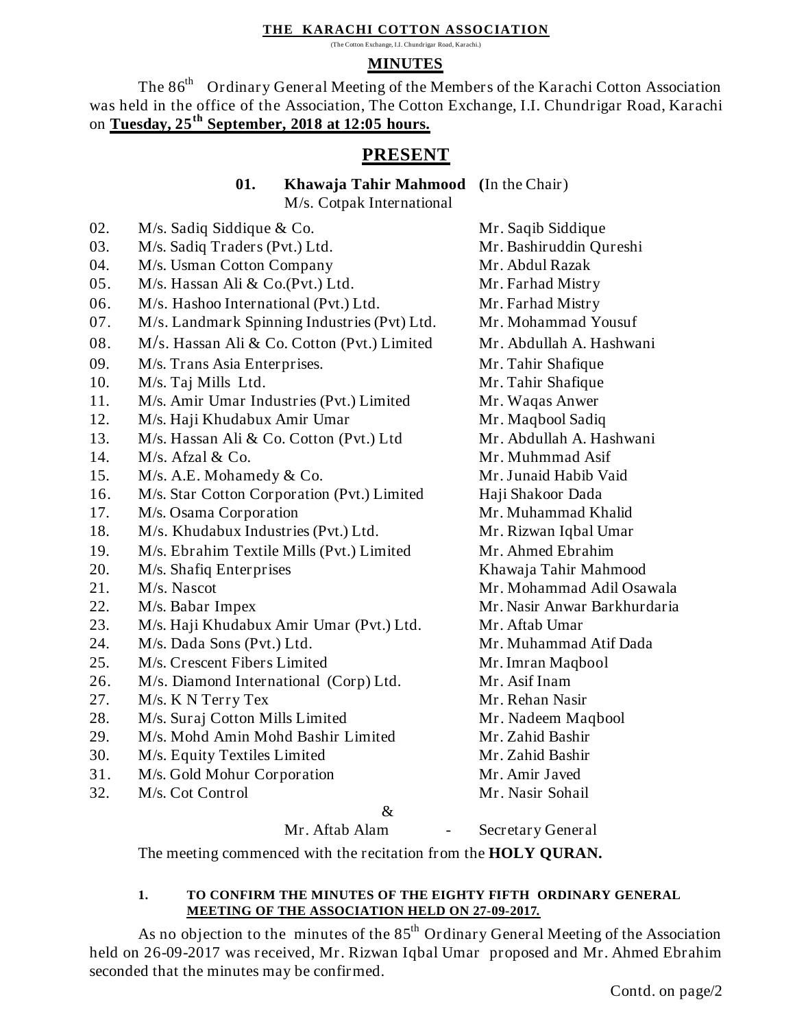# THE KARACHI COTTON ASSOCIATION

(The Cotton Exchange, I.I. Chundrigar Road, Karachi.)

## MINUTES

The 86th Ordinary General Meeting of the Members of the Karachi Cotton Association was held in the office of the Association, The Cotton Exchange, I.I. Chundrigar Road, Karachi on **Tuesday, 25th September, 2018 at 12:05 hours.**

## PRESENT

**01. Khawaja Tahir Mahmood** (In the Chair)
M/s. Cotpak International

| No. | Firm | Representative |
|---|---|---|
| 02. | M/s. Sadiq Siddique & Co. | Mr. Saqib Siddique |
| 03. | M/s. Sadiq Traders (Pvt.) Ltd. | Mr. Bashiruddin Qureshi |
| 04. | M/s. Usman Cotton Company | Mr. Abdul Razak |
| 05. | M/s. Hassan Ali & Co.(Pvt.) Ltd. | Mr. Farhad Mistry |
| 06. | M/s. Hashoo International (Pvt.) Ltd. | Mr. Farhad Mistry |
| 07. | M/s. Landmark Spinning Industries (Pvt) Ltd. | Mr. Mohammad Yousuf |
| 08. | M/s. Hassan Ali & Co. Cotton (Pvt.) Limited | Mr. Abdullah A. Hashwani |
| 09. | M/s. Trans Asia Enterprises. | Mr. Tahir Shafique |
| 10. | M/s. Taj Mills Ltd. | Mr. Tahir Shafique |
| 11. | M/s. Amir Umar Industries (Pvt.) Limited | Mr. Waqas Anwer |
| 12. | M/s. Haji Khudabux Amir Umar | Mr. Maqbool Sadiq |
| 13. | M/s. Hassan Ali & Co. Cotton (Pvt.) Ltd | Mr. Abdullah A. Hashwani |
| 14. | M/s. Afzal & Co. | Mr. Muhmmad Asif |
| 15. | M/s. A.E. Mohamedy & Co. | Mr. Junaid Habib Vaid |
| 16. | M/s. Star Cotton Corporation (Pvt.) Limited | Haji Shakoor Dada |
| 17. | M/s. Osama Corporation | Mr. Muhammad Khalid |
| 18. | M/s. Khudabux Industries (Pvt.) Ltd. | Mr. Rizwan Iqbal Umar |
| 19. | M/s. Ebrahim Textile Mills (Pvt.) Limited | Mr. Ahmed Ebrahim |
| 20. | M/s. Shafiq Enterprises | Khawaja Tahir Mahmood |
| 21. | M/s. Nascot | Mr. Mohammad Adil Osawala |
| 22. | M/s. Babar Impex | Mr. Nasir Anwar Barkhurdaria |
| 23. | M/s. Haji Khudabux Amir Umar (Pvt.) Ltd. | Mr. Aftab Umar |
| 24. | M/s. Dada Sons (Pvt.) Ltd. | Mr. Muhammad Atif Dada |
| 25. | M/s. Crescent Fibers Limited | Mr. Imran Maqbool |
| 26. | M/s. Diamond International (Corp) Ltd. | Mr. Asif Inam |
| 27. | M/s. K N Terry Tex | Mr. Rehan Nasir |
| 28. | M/s. Suraj Cotton Mills Limited | Mr. Nadeem Maqbool |
| 29. | M/s. Mohd Amin Mohd Bashir Limited | Mr. Zahid Bashir |
| 30. | M/s. Equity Textiles Limited | Mr. Zahid Bashir |
| 31. | M/s. Gold Mohur Corporation | Mr. Amir Javed |
| 32. | M/s. Cot Control | Mr. Nasir Sohail |

&

Mr. Aftab Alam - Secretary General

The meeting commenced with the recitation from the **HOLY QURAN.**

**1. TO CONFIRM THE MINUTES OF THE EIGHTY FIFTH ORDINARY GENERAL MEETING OF THE ASSOCIATION HELD ON 27-09-2017.**

As no objection to the minutes of the 85th Ordinary General Meeting of the Association held on 26-09-2017 was received, Mr. Rizwan Iqbal Umar proposed and Mr. Ahmed Ebrahim seconded that the minutes may be confirmed.

Contd. on page/2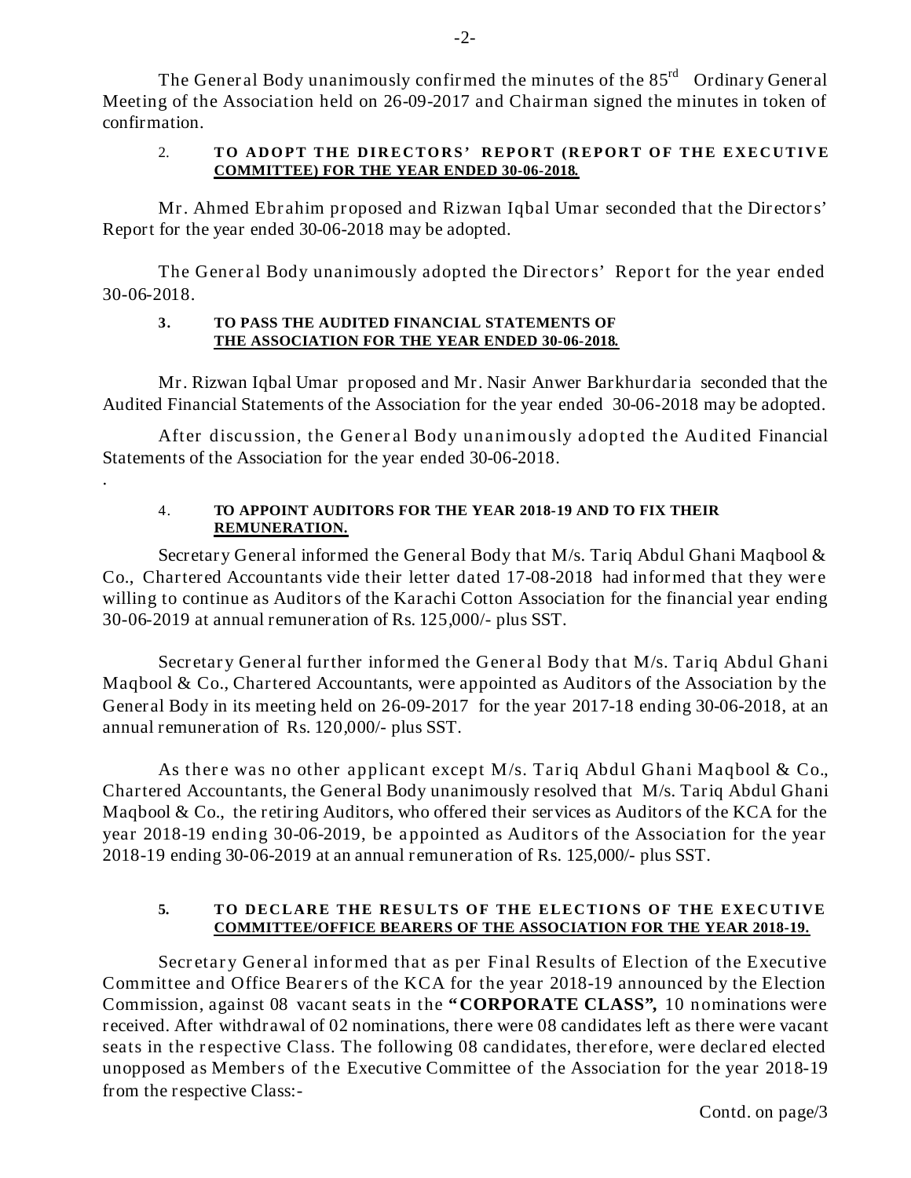The General Body unanimously confirmed the minutes of the 85rd Ordinary General Meeting of the Association held on 26-09-2017 and Chairman signed the minutes in token of confirmation.

**2. TO ADOPT THE DIRECTORS' REPORT (REPORT OF THE EXECUTIVE COMMITTEE) FOR THE YEAR ENDED 30-06-2018.**

Mr. Ahmed Ebrahim proposed and Rizwan Iqbal Umar seconded that the Directors' Report for the year ended 30-06-2018 may be adopted.

The General Body unanimously adopted the Directors' Report for the year ended 30-06-2018.

**3. TO PASS THE AUDITED FINANCIAL STATEMENTS OF THE ASSOCIATION FOR THE YEAR ENDED 30-06-2018.**

Mr. Rizwan Iqbal Umar proposed and Mr. Nasir Anwer Barkhurdaria seconded that the Audited Financial Statements of the Association for the year ended 30-06-2018 may be adopted.

After discussion, the General Body unanimously adopted the Audited Financial Statements of the Association for the year ended 30-06-2018.

.

**4. TO APPOINT AUDITORS FOR THE YEAR 2018-19 AND TO FIX THEIR REMUNERATION.**

Secretary General informed the General Body that M/s. Tariq Abdul Ghani Maqbool & Co., Chartered Accountants vide their letter dated 17-08-2018 had informed that they were willing to continue as Auditors of the Karachi Cotton Association for the financial year ending 30-06-2019 at annual remuneration of Rs. 125,000/- plus SST.

Secretary General further informed the General Body that M/s. Tariq Abdul Ghani Maqbool & Co., Chartered Accountants, were appointed as Auditors of the Association by the General Body in its meeting held on 26-09-2017 for the year 2017-18 ending 30-06-2018, at an annual remuneration of Rs. 120,000/- plus SST.

As there was no other applicant except M/s. Tariq Abdul Ghani Maqbool & Co., Chartered Accountants, the General Body unanimously resolved that M/s. Tariq Abdul Ghani Maqbool & Co., the retiring Auditors, who offered their services as Auditors of the KCA for the year 2018-19 ending 30-06-2019, be appointed as Auditors of the Association for the year 2018-19 ending 30-06-2019 at an annual remuneration of Rs. 125,000/- plus SST.

**5. TO DECLARE THE RESULTS OF THE ELECTIONS OF THE EXECUTIVE COMMITTEE/OFFICE BEARERS OF THE ASSOCIATION FOR THE YEAR 2018-19.**

Secretary General informed that as per Final Results of Election of the Executive Committee and Office Bearers of the KCA for the year 2018-19 announced by the Election Commission, against 08 vacant seats in the **"CORPORATE CLASS",** 10 nominations were received. After withdrawal of 02 nominations, there were 08 candidates left as there were vacant seats in the respective Class. The following 08 candidates, therefore, were declared elected unopposed as Members of the Executive Committee of the Association for the year 2018-19 from the respective Class:-

Contd. on page/3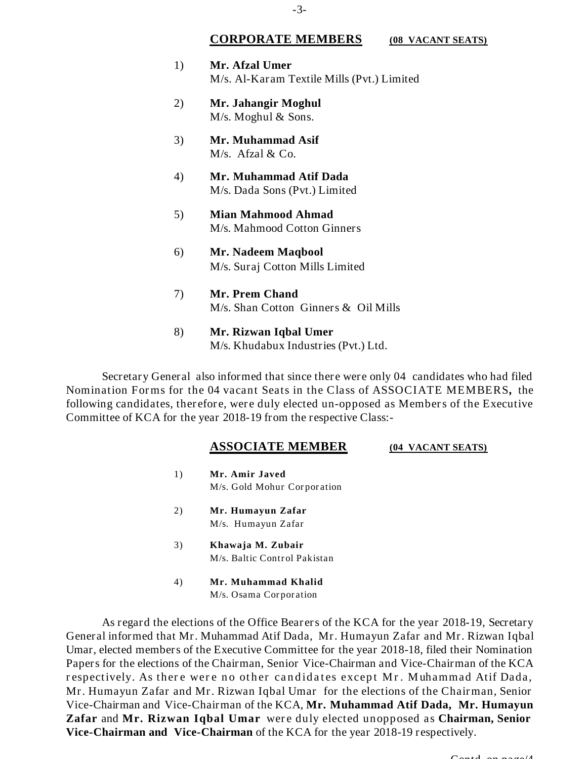## CORPORATE MEMBERS (08 VACANT SEATS)

1) **Mr. Afzal Umer**
   M/s. Al-Karam Textile Mills (Pvt.) Limited

2) **Mr. Jahangir Moghul**
   M/s. Moghul & Sons.

3) **Mr. Muhammad Asif**
   M/s. Afzal & Co.

4) **Mr. Muhammad Atif Dada**
   M/s. Dada Sons (Pvt.) Limited

5) **Mian Mahmood Ahmad**
   M/s. Mahmood Cotton Ginners

6) **Mr. Nadeem Maqbool**
   M/s. Suraj Cotton Mills Limited

7) **Mr. Prem Chand**
   M/s. Shan Cotton Ginners & Oil Mills

8) **Mr. Rizwan Iqbal Umer**
   M/s. Khudabux Industries (Pvt.) Ltd.

Secretary General also informed that since there were only 04 candidates who had filed Nomination Forms for the 04 vacant Seats in the Class of ASSOCIATE MEMBERS**,** the following candidates, therefore, were duly elected un-opposed as Members of the Executive Committee of KCA for the year 2018-19 from the respective Class:-

## ASSOCIATE MEMBER (04 VACANT SEATS)

1) **Mr. Amir Javed**
   M/s. Gold Mohur Corporation

2) **Mr. Humayun Zafar**
   M/s. Humayun Zafar

3) **Khawaja M. Zubair**
   M/s. Baltic Control Pakistan

4) **Mr. Muhammad Khalid**
   M/s. Osama Corporation

As regard the elections of the Office Bearers of the KCA for the year 2018-19, Secretary General informed that Mr. Muhammad Atif Dada, Mr. Humayun Zafar and Mr. Rizwan Iqbal Umar, elected members of the Executive Committee for the year 2018-18, filed their Nomination Papers for the elections of the Chairman, Senior Vice-Chairman and Vice-Chairman of the KCA respectively. As there were no other candidates except Mr. Muhammad Atif Dada, Mr. Humayun Zafar and Mr. Rizwan Iqbal Umar for the elections of the Chairman, Senior Vice-Chairman and Vice-Chairman of the KCA, **Mr. Muhammad Atif Dada, Mr. Humayun Zafar** and **Mr. Rizwan Iqbal Umar** were duly elected unopposed as **Chairman, Senior Vice-Chairman and Vice-Chairman** of the KCA for the year 2018-19 respectively.

Contd. on page/4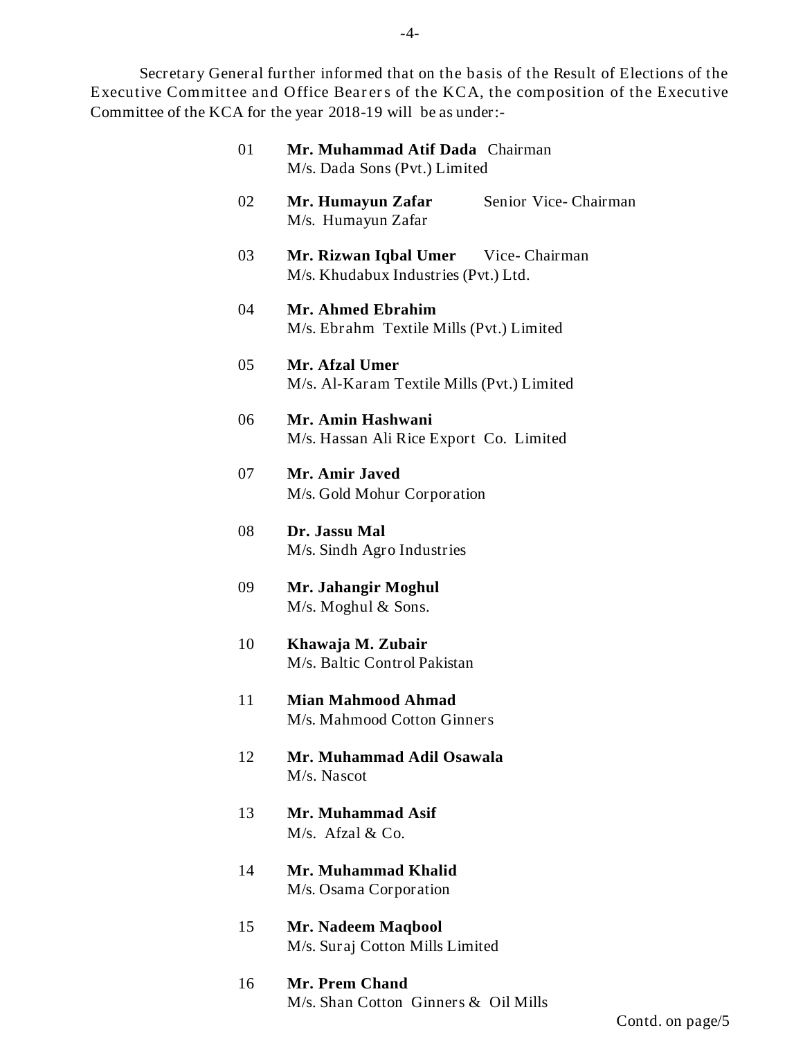Secretary General further informed that on the basis of the Result of Elections of the Executive Committee and Office Bearers of the KCA, the composition of the Executive Committee of the KCA for the year 2018-19 will be as under:-

01 **Mr. Muhammad Atif Dada** Chairman
M/s. Dada Sons (Pvt.) Limited

02 **Mr. Humayun Zafar** Senior Vice- Chairman
M/s. Humayun Zafar

03 **Mr. Rizwan Iqbal Umer** Vice- Chairman
M/s. Khudabux Industries (Pvt.) Ltd.

04 **Mr. Ahmed Ebrahim**
M/s. Ebrahm Textile Mills (Pvt.) Limited

05 **Mr. Afzal Umer**
M/s. Al-Karam Textile Mills (Pvt.) Limited

06 **Mr. Amin Hashwani**
M/s. Hassan Ali Rice Export Co. Limited

07 **Mr. Amir Javed**
M/s. Gold Mohur Corporation

08 **Dr. Jassu Mal**
M/s. Sindh Agro Industries

09 **Mr. Jahangir Moghul**
M/s. Moghul & Sons.

10 **Khawaja M. Zubair**
M/s. Baltic Control Pakistan

11 **Mian Mahmood Ahmad**
M/s. Mahmood Cotton Ginners

12 **Mr. Muhammad Adil Osawala**
M/s. Nascot

13 **Mr. Muhammad Asif**
M/s. Afzal & Co.

14 **Mr. Muhammad Khalid**
M/s. Osama Corporation

15 **Mr. Nadeem Maqbool**
M/s. Suraj Cotton Mills Limited

16 **Mr. Prem Chand**
M/s. Shan Cotton Ginners & Oil Mills

Contd. on page/5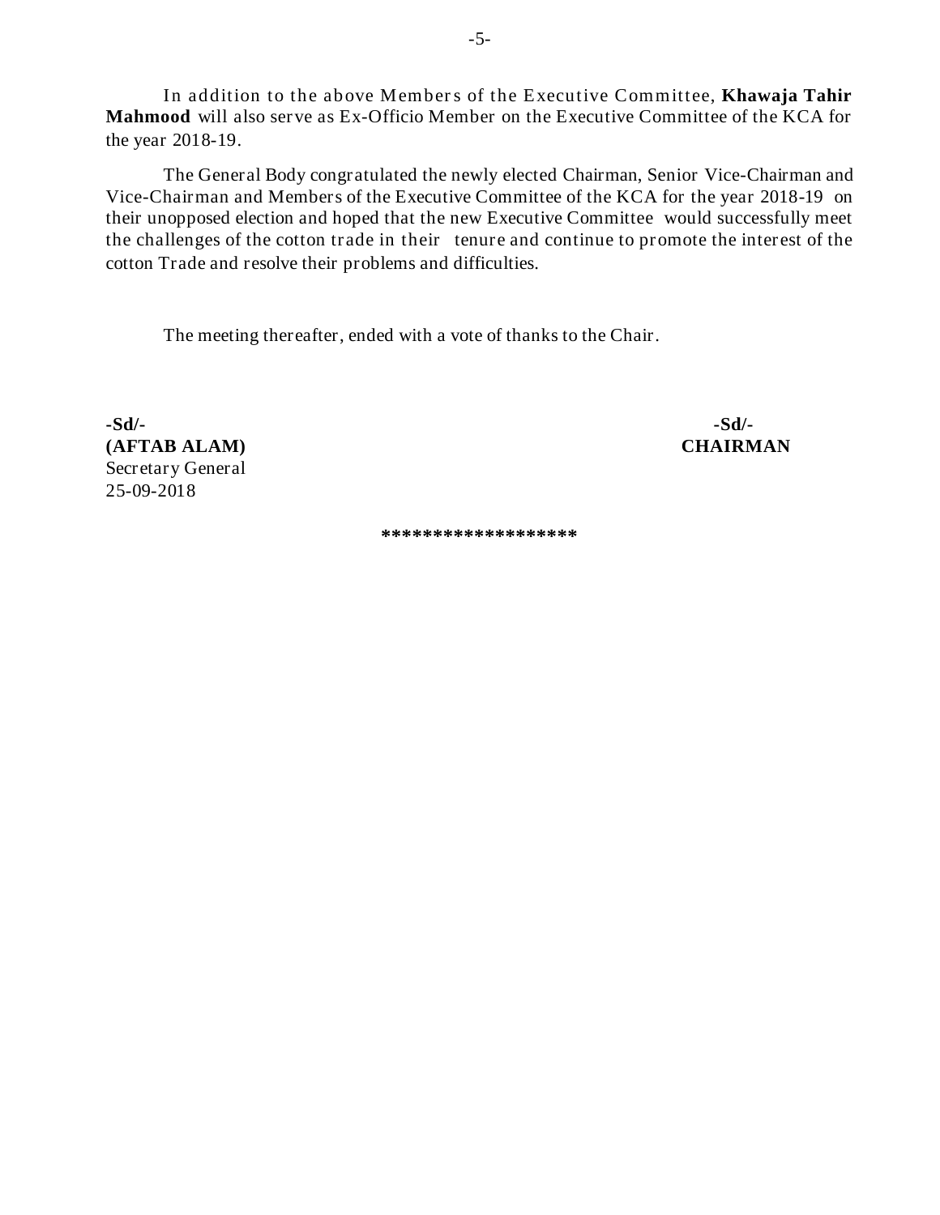In addition to the above Members of the Executive Committee, **Khawaja Tahir Mahmood** will also serve as Ex-Officio Member on the Executive Committee of the KCA for the year 2018-19.

The General Body congratulated the newly elected Chairman, Senior Vice-Chairman and Vice-Chairman and Members of the Executive Committee of the KCA for the year 2018-19 on their unopposed election and hoped that the new Executive Committee would successfully meet the challenges of the cotton trade in their tenure and continue to promote the interest of the cotton Trade and resolve their problems and difficulties.

The meeting thereafter, ended with a vote of thanks to the Chair.

**-Sd/-**
**(AFTAB ALAM)**
Secretary General
25-09-2018

**-Sd/-**
**CHAIRMAN**

**\*\*\*\*\*\*\*\*\*\*\*\*\*\*\*\*\*\***